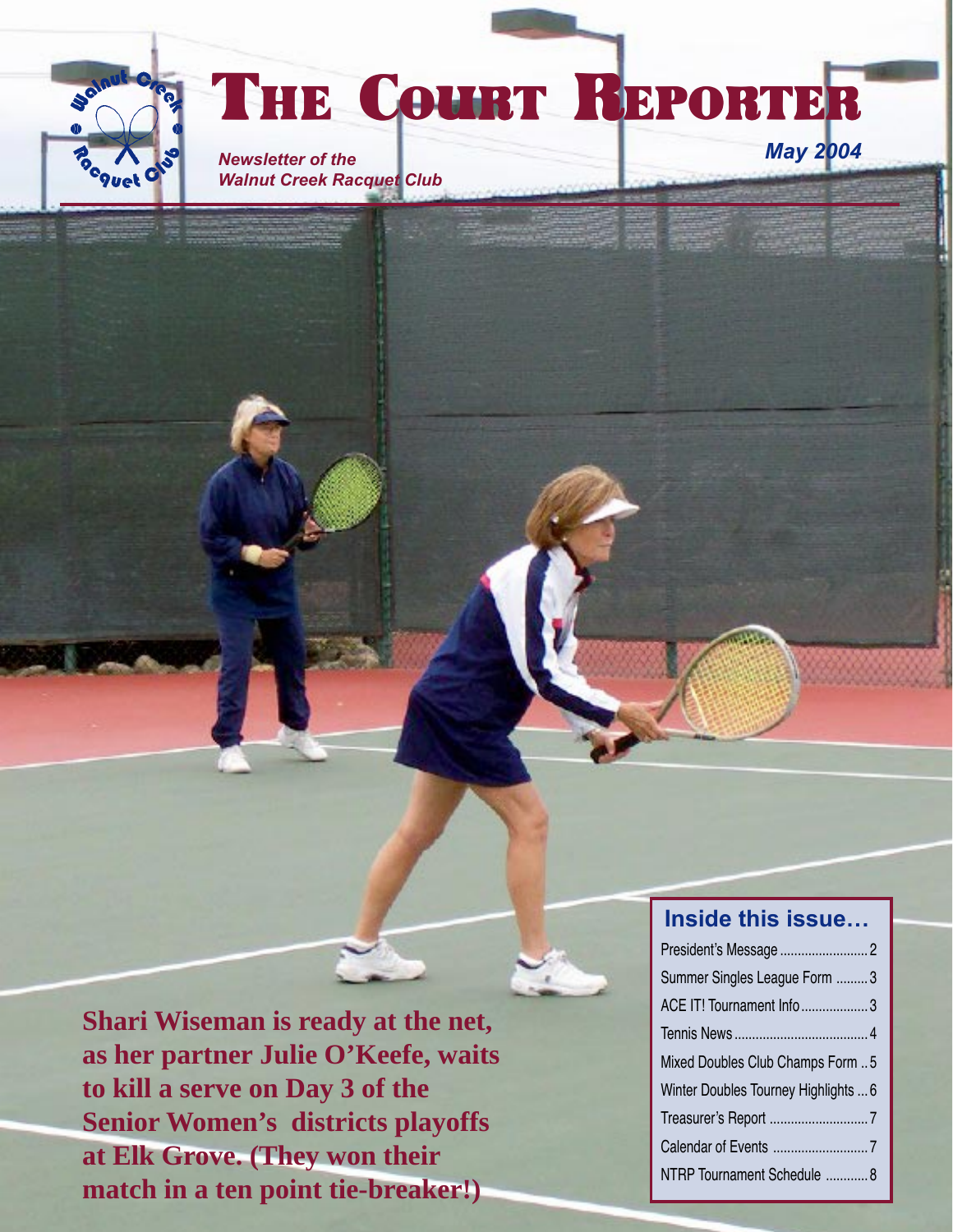# THE COURT REPORTER

*Newsletter of the Walnut Creek Racquet Club*

*May 2004*

**Shari Wiseman is ready at the net, as her partner Julie O'Keefe, waits to kill a serve on Day 3 of the Senior Women's districts playoffs at Elk Grove. (They won their match in a ten point tie-breaker!)**

## Inside this issue…

| | |
|---|---|
| President's Message | 2 |
| Summer Singles League Form | 3 |
| ACE IT! Tournament Info | 3 |
| Tennis News | 4 |
| Mixed Doubles Club Champs Form | 5 |
| Winter Doubles Tourney Highlights | 6 |
| Treasurer's Report | 7 |
| Calendar of Events | 7 |
| NTRP Tournament Schedule | 8 |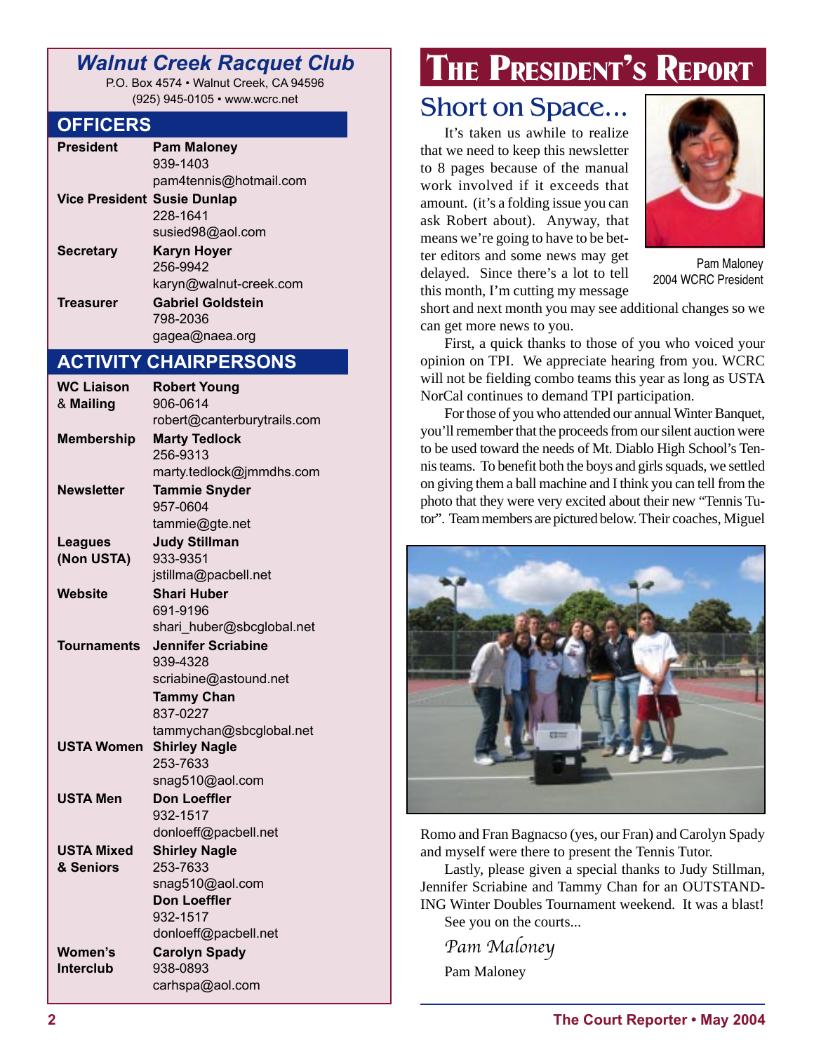## Walnut Creek Racquet Club

P.O. Box 4574 • Walnut Creek, CA 94596
(925) 945-0105 • www.wcrc.net

### OFFICERS

| | |
|---|---|
| **President** | **Pam Maloney**<br>939-1403<br>pam4tennis@hotmail.com |
| **Vice President** | **Susie Dunlap**<br>228-1641<br>susied98@aol.com |
| **Secretary** | **Karyn Hoyer**<br>256-9942<br>karyn@walnut-creek.com |
| **Treasurer** | **Gabriel Goldstein**<br>798-2036<br>gagea@naea.org |

### ACTIVITY CHAIRPERSONS

| | |
|---|---|
| **WC Liaison & Mailing** | **Robert Young**<br>906-0614<br>robert@canterburytrails.com |
| **Membership** | **Marty Tedlock**<br>256-9313<br>marty.tedlock@jmmdhs.com |
| **Newsletter** | **Tammie Snyder**<br>957-0604<br>tammie@gte.net |
| **Leagues (Non USTA)** | **Judy Stillman**<br>933-9351<br>jstillma@pacbell.net |
| **Website** | **Shari Huber**<br>691-9196<br>shari_huber@sbcglobal.net |
| **Tournaments** | **Jennifer Scriabine**<br>939-4328<br>scriabine@astound.net<br>**Tammy Chan**<br>837-0227<br>tammychan@sbcglobal.net |
| **USTA Women** | **Shirley Nagle**<br>253-7633<br>snag510@aol.com |
| **USTA Men** | **Don Loeffler**<br>932-1517<br>donloeff@pacbell.net |
| **USTA Mixed & Seniors** | **Shirley Nagle**<br>253-7633<br>snag510@aol.com<br>**Don Loeffler**<br>932-1517<br>donloeff@pacbell.net |
| **Women's Interclub** | **Carolyn Spady**<br>938-0893<br>carhspa@aol.com |

# The President's Report

## Short on Space...

Pam Maloney
2004 WCRC President

It's taken us awhile to realize that we need to keep this newsletter to 8 pages because of the manual work involved if it exceeds that amount. (it's a folding issue you can ask Robert about). Anyway, that means we're going to have to be better editors and some news may get delayed. Since there's a lot to tell this month, I'm cutting my message short and next month you may see additional changes so we can get more news to you.

First, a quick thanks to those of you who voiced your opinion on TPI. We appreciate hearing from you. WCRC will not be fielding combo teams this year as long as USTA NorCal continues to demand TPI participation.

For those of you who attended our annual Winter Banquet, you'll remember that the proceeds from our silent auction were to be used toward the needs of Mt. Diablo High School's Tennis teams. To benefit both the boys and girls squads, we settled on giving them a ball machine and I think you can tell from the photo that they were very excited about their new "Tennis Tutor". Team members are pictured below. Their coaches, Miguel Romo and Fran Bagnacso (yes, our Fran) and Carolyn Spady and myself were there to present the Tennis Tutor.

Lastly, please given a special thanks to Judy Stillman, Jennifer Scriabine and Tammy Chan for an OUTSTANDING Winter Doubles Tournament weekend. It was a blast!

See you on the courts...

*Pam Maloney*

Pam Maloney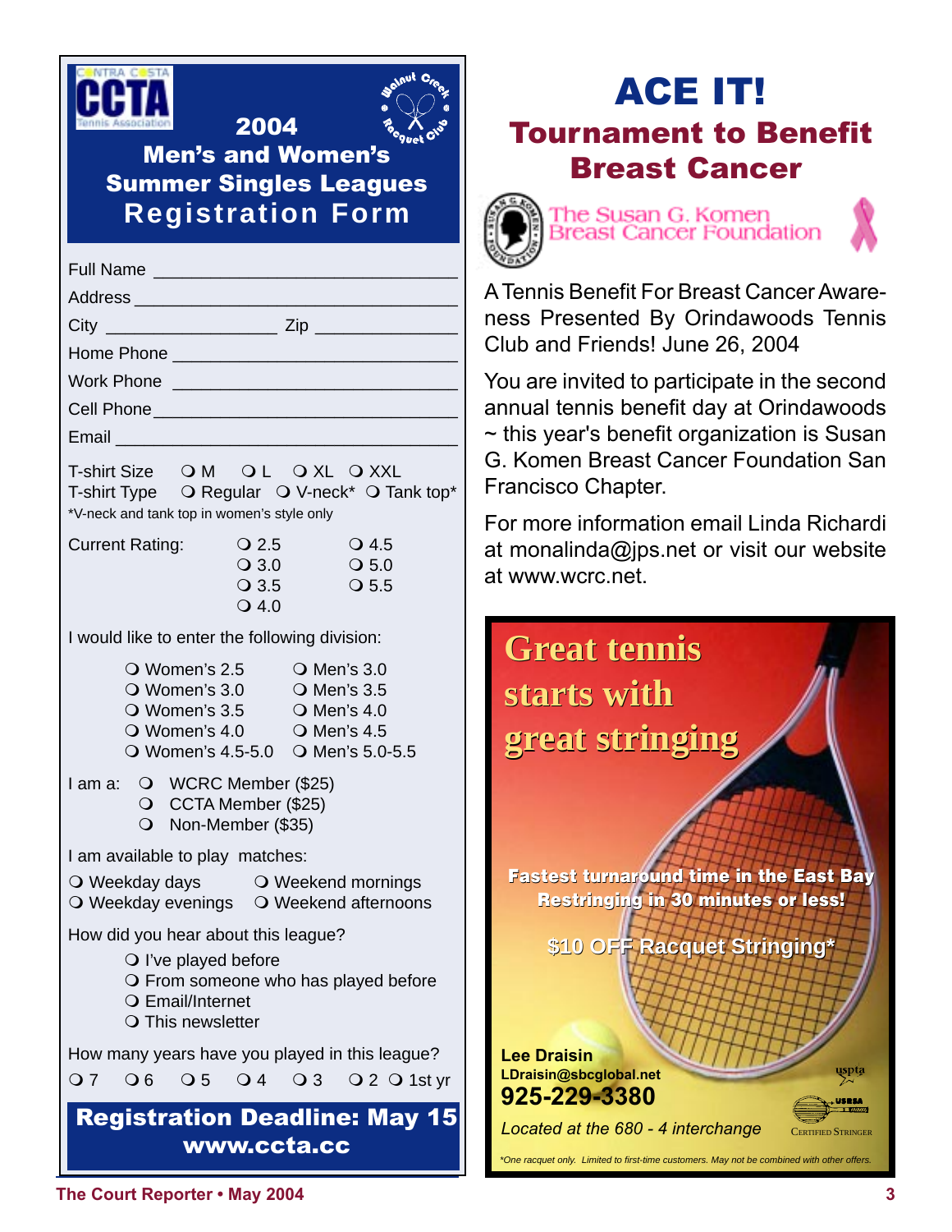CONTRA COSTA
CCTA
Tennis Association

Walnut Creek Racquet Club

# 2004 Men's and Women's Summer Singles Leagues Registration Form

Full Name ______________________________

Address ______________________________

City __________________ Zip ______________

Home Phone ______________________________

Work Phone ______________________________

Cell Phone ______________________________

Email ______________________________

T-shirt Size ❍ M ❍ L ❍ XL ❍ XXL

T-shirt Type ❍ Regular ❍ V-neck* ❍ Tank top*

*V-neck and tank top in women's style only

Current Rating:

❍ 2.5 ❍ 4.5
❍ 3.0 ❍ 5.0
❍ 3.5 ❍ 5.5
❍ 4.0

I would like to enter the following division:

❍ Women's 2.5 ❍ Men's 3.0
❍ Women's 3.0 ❍ Men's 3.5
❍ Women's 3.5 ❍ Men's 4.0
❍ Women's 4.0 ❍ Men's 4.5
❍ Women's 4.5-5.0 ❍ Men's 5.0-5.5

I am a:
❍ WCRC Member ($25)
❍ CCTA Member ($25)
❍ Non-Member ($35)

I am available to play matches:

❍ Weekday days ❍ Weekend mornings
❍ Weekday evenings ❍ Weekend afternoons

How did you hear about this league?

❍ I've played before
❍ From someone who has played before
❍ Email/Internet
❍ This newsletter

How many years have you played in this league?

❍ 7 ❍ 6 ❍ 5 ❍ 4 ❍ 3 ❍ 2 ❍ 1st yr

**Registration Deadline: May 15**
**www.ccta.cc**

# ACE IT!

## Tournament to Benefit Breast Cancer

The Susan G. Komen Breast Cancer Foundation

A Tennis Benefit For Breast Cancer Awareness Presented By Orindawoods Tennis Club and Friends! June 26, 2004

You are invited to participate in the second annual tennis benefit day at Orindawoods ~ this year's benefit organization is Susan G. Komen Breast Cancer Foundation San Francisco Chapter.

For more information email Linda Richardi at monalinda@jps.net or visit our website at www.wcrc.net.

**Great tennis starts with great stringing**

**Fastest turnaround time in the East Bay**
**Restringing in 30 minutes or less!**

**$10 OFF Racquet Stringing***

**Lee Draisin**
**LDraisin@sbcglobal.net**
**925-229-3380**

*Located at the 680 - 4 interchange*

USPTA
USRSA Certified Stringer

*One racquet only. Limited to first-time customers. May not be combined with other offers.*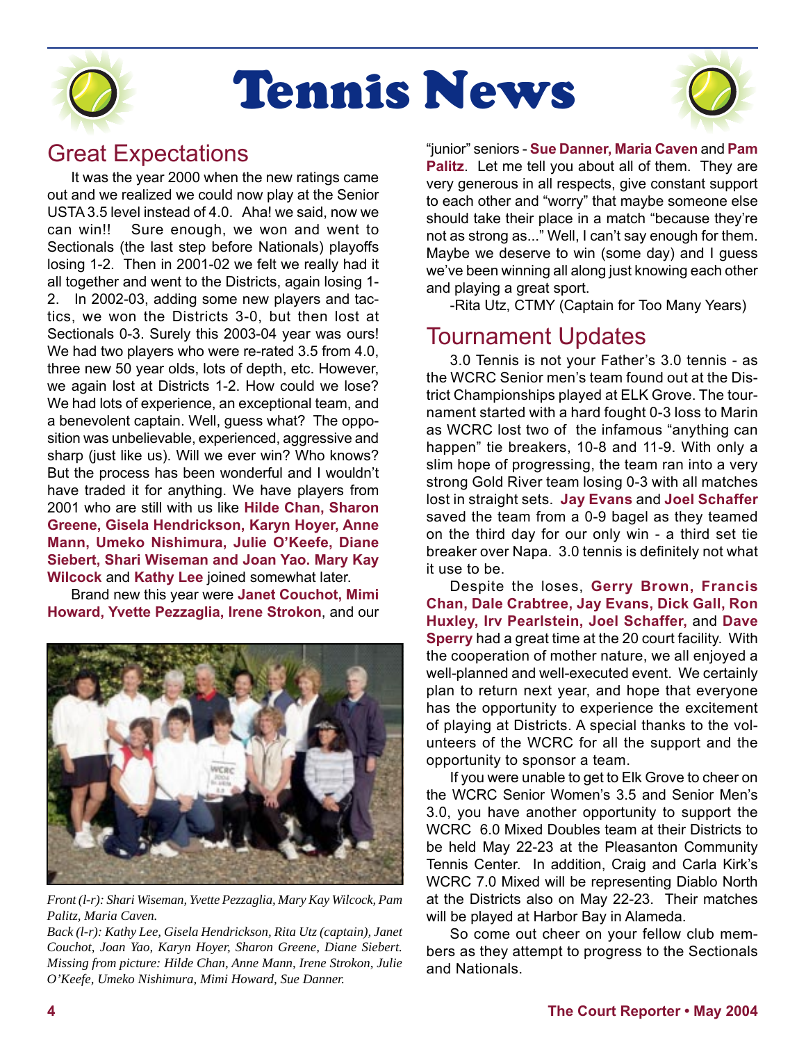# Tennis News

## Great Expectations

It was the year 2000 when the new ratings came out and we realized we could now play at the Senior USTA 3.5 level instead of 4.0. Aha! we said, now we can win!! Sure enough, we won and went to Sectionals (the last step before Nationals) playoffs losing 1-2. Then in 2001-02 we felt we really had it all together and went to the Districts, again losing 1-2. In 2002-03, adding some new players and tactics, we won the Districts 3-0, but then lost at Sectionals 0-3. Surely this 2003-04 year was ours! We had two players who were re-rated 3.5 from 4.0, three new 50 year olds, lots of depth, etc. However, we again lost at Districts 1-2. How could we lose? We had lots of experience, an exceptional team, and a benevolent captain. Well, guess what? The opposition was unbelievable, experienced, aggressive and sharp (just like us). Will we ever win? Who knows? But the process has been wonderful and I wouldn't have traded it for anything. We have players from 2001 who are still with us like **Hilde Chan, Sharon Greene, Gisela Hendrickson, Karyn Hoyer, Anne Mann, Umeko Nishimura, Julie O'Keefe, Diane Siebert, Shari Wiseman and Joan Yao. Mary Kay Wilcock** and **Kathy Lee** joined somewhat later.

Brand new this year were **Janet Couchot, Mimi Howard, Yvette Pezzaglia, Irene Strokon**, and our "junior" seniors - **Sue Danner, Maria Caven** and **Pam Palitz**. Let me tell you about all of them. They are very generous in all respects, give constant support to each other and "worry" that maybe someone else should take their place in a match "because they're not as strong as..." Well, I can't say enough for them. Maybe we deserve to win (some day) and I guess we've been winning all along just knowing each other and playing a great sport.

-Rita Utz, CTMY (Captain for Too Many Years)

*Front (l-r): Shari Wiseman, Yvette Pezzaglia, Mary Kay Wilcock, Pam Palitz, Maria Caven.*
*Back (l-r): Kathy Lee, Gisela Hendrickson, Rita Utz (captain), Janet Couchot, Joan Yao, Karyn Hoyer, Sharon Greene, Diane Siebert. Missing from picture: Hilde Chan, Anne Mann, Irene Strokon, Julie O'Keefe, Umeko Nishimura, Mimi Howard, Sue Danner.*

## Tournament Updates

3.0 Tennis is not your Father's 3.0 tennis - as the WCRC Senior men's team found out at the District Championships played at ELK Grove. The tournament started with a hard fought 0-3 loss to Marin as WCRC lost two of the infamous "anything can happen" tie breakers, 10-8 and 11-9. With only a slim hope of progressing, the team ran into a very strong Gold River team losing 0-3 with all matches lost in straight sets. **Jay Evans** and **Joel Schaffer** saved the team from a 0-9 bagel as they teamed on the third day for our only win - a third set tie breaker over Napa. 3.0 tennis is definitely not what it use to be.

Despite the loses, **Gerry Brown, Francis Chan, Dale Crabtree, Jay Evans, Dick Gall, Ron Huxley, Irv Pearlstein, Joel Schaffer,** and **Dave Sperry** had a great time at the 20 court facility. With the cooperation of mother nature, we all enjoyed a well-planned and well-executed event. We certainly plan to return next year, and hope that everyone has the opportunity to experience the excitement of playing at Districts. A special thanks to the volunteers of the WCRC for all the support and the opportunity to sponsor a team.

If you were unable to get to Elk Grove to cheer on the WCRC Senior Women's 3.5 and Senior Men's 3.0, you have another opportunity to support the WCRC 6.0 Mixed Doubles team at their Districts to be held May 22-23 at the Pleasanton Community Tennis Center. In addition, Craig and Carla Kirk's WCRC 7.0 Mixed will be representing Diablo North at the Districts also on May 22-23. Their matches will be played at Harbor Bay in Alameda.

So come out cheer on your fellow club members as they attempt to progress to the Sectionals and Nationals.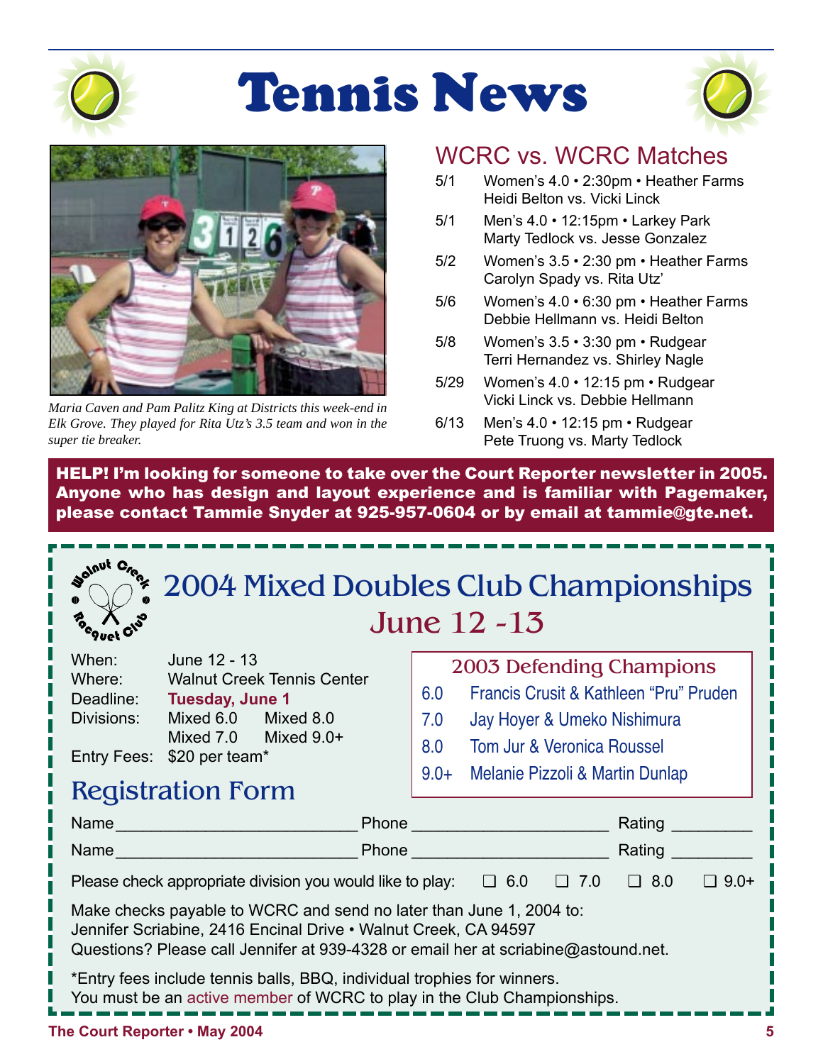# Tennis News

*Maria Caven and Pam Palitz King at Districts this week-end in Elk Grove. They played for Rita Utz's 3.5 team and won in the super tie breaker.*

## WCRC vs. WCRC Matches

- 5/1 Women's 4.0 • 2:30pm • Heather Farms
  Heidi Belton vs. Vicki Linck
- 5/1 Men's 4.0 • 12:15pm • Larkey Park
  Marty Tedlock vs. Jesse Gonzalez
- 5/2 Women's 3.5 • 2:30 pm • Heather Farms
  Carolyn Spady vs. Rita Utz'
- 5/6 Women's 4.0 • 6:30 pm • Heather Farms
  Debbie Hellmann vs. Heidi Belton
- 5/8 Women's 3.5 • 3:30 pm • Rudgear
  Terri Hernandez vs. Shirley Nagle
- 5/29 Women's 4.0 • 12:15 pm • Rudgear
  Vicki Linck vs. Debbie Hellmann
- 6/13 Men's 4.0 • 12:15 pm • Rudgear
  Pete Truong vs. Marty Tedlock

**HELP! I'm looking for someone to take over the Court Reporter newsletter in 2005. Anyone who has design and layout experience and is familiar with Pagemaker, please contact Tammie Snyder at 925-957-0604 or by email at tammie@gte.net.**

## 2004 Mixed Doubles Club Championships
### June 12 -13

When: June 12 - 13
Where: Walnut Creek Tennis Center
Deadline: **Tuesday, June 1**
Divisions: Mixed 6.0, Mixed 8.0, Mixed 7.0, Mixed 9.0+
Entry Fees: $20 per team*

### 2003 Defending Champions

| Division | Champions |
|---|---|
| 6.0 | Francis Crusit & Kathleen "Pru" Pruden |
| 7.0 | Jay Hoyer & Umeko Nishimura |
| 8.0 | Tom Jur & Veronica Roussel |
| 9.0+ | Melanie Pizzoli & Martin Dunlap |

### Registration Form

Name ____________________ Phone ____________________ Rating ________

Name ____________________ Phone ____________________ Rating ________

Please check appropriate division you would like to play: ❑ 6.0 ❑ 7.0 ❑ 8.0 ❑ 9.0+

Make checks payable to WCRC and send no later than June 1, 2004 to:
Jennifer Scriabine, 2416 Encinal Drive • Walnut Creek, CA 94597
Questions? Please call Jennifer at 939-4328 or email her at scriabine@astound.net.

*Entry fees include tennis balls, BBQ, individual trophies for winners.
You must be an active member of WCRC to play in the Club Championships.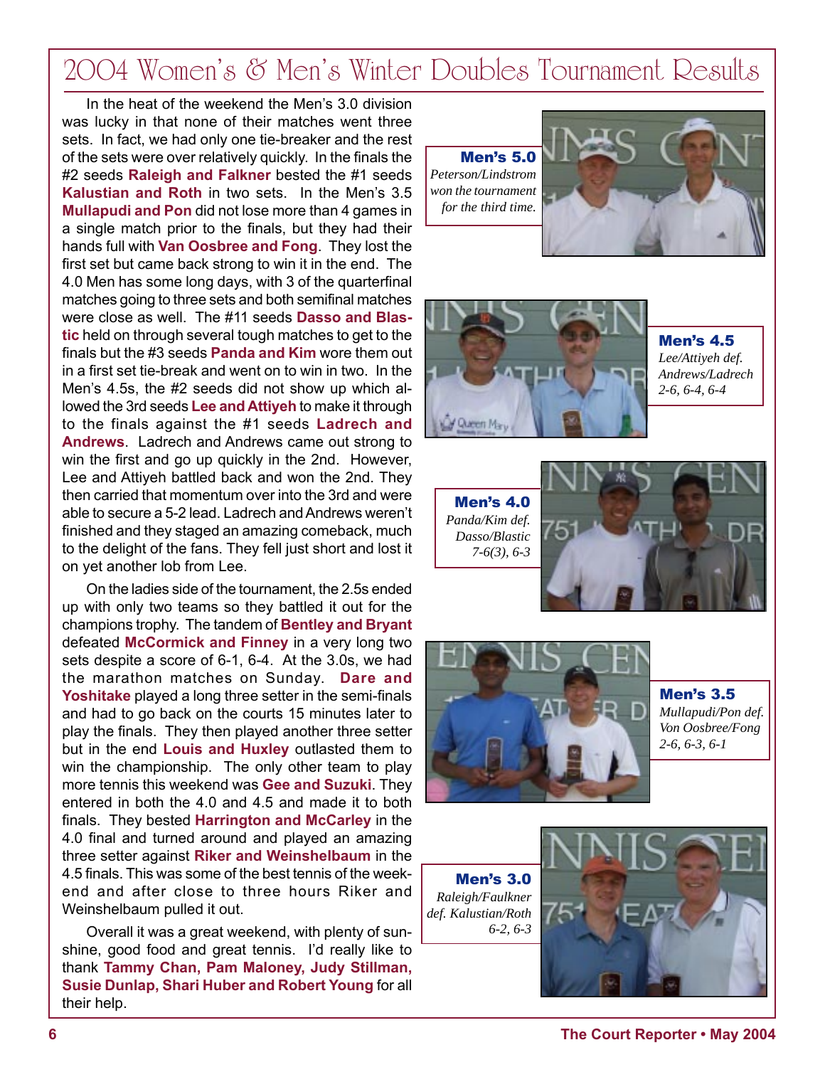# 2004 Women's & Men's Winter Doubles Tournament Results

In the heat of the weekend the Men's 3.0 division was lucky in that none of their matches went three sets. In fact, we had only one tie-breaker and the rest of the sets were over relatively quickly. In the finals the #2 seeds **Raleigh and Falkner** bested the #1 seeds **Kalustian and Roth** in two sets. In the Men's 3.5 **Mullapudi and Pon** did not lose more than 4 games in a single match prior to the finals, but they had their hands full with **Van Oosbree and Fong**. They lost the first set but came back strong to win it in the end. The 4.0 Men has some long days, with 3 of the quarterfinal matches going to three sets and both semifinal matches were close as well. The #11 seeds **Dasso and Blastic** held on through several tough matches to get to the finals but the #3 seeds **Panda and Kim** wore them out in a first set tie-break and went on to win in two. In the Men's 4.5s, the #2 seeds did not show up which allowed the 3rd seeds **Lee and Attiyeh** to make it through to the finals against the #1 seeds **Ladrech and Andrews**. Ladrech and Andrews came out strong to win the first and go up quickly in the 2nd. However, Lee and Attiyeh battled back and won the 2nd. They then carried that momentum over into the 3rd and were able to secure a 5-2 lead. Ladrech and Andrews weren't finished and they staged an amazing comeback, much to the delight of the fans. They fell just short and lost it on yet another lob from Lee.

On the ladies side of the tournament, the 2.5s ended up with only two teams so they battled it out for the champions trophy. The tandem of **Bentley and Bryant** defeated **McCormick and Finney** in a very long two sets despite a score of 6-1, 6-4. At the 3.0s, we had the marathon matches on Sunday. **Dare and Yoshitake** played a long three setter in the semi-finals and had to go back on the courts 15 minutes later to play the finals. They then played another three setter but in the end **Louis and Huxley** outlasted them to win the championship. The only other team to play more tennis this weekend was **Gee and Suzuki**. They entered in both the 4.0 and 4.5 and made it to both finals. They bested **Harrington and McCarley** in the 4.0 final and turned around and played an amazing three setter against **Riker and Weinshelbaum** in the 4.5 finals. This was some of the best tennis of the weekend and after close to three hours Riker and Weinshelbaum pulled it out.

Overall it was a great weekend, with plenty of sunshine, good food and great tennis. I'd really like to thank **Tammy Chan, Pam Maloney, Judy Stillman, Susie Dunlap, Shari Huber and Robert Young** for all their help.

**Men's 5.0**
*Peterson/Lindstrom won the tournament for the third time.*

**Men's 4.5**
*Lee/Attiyeh def. Andrews/Ladrech 2-6, 6-4, 6-4*

**Men's 4.0**
*Panda/Kim def. Dasso/Blastic 7-6(3), 6-3*

**Men's 3.5**
*Mullapudi/Pon def. Von Oosbree/Fong 2-6, 6-3, 6-1*

**Men's 3.0**
*Raleigh/Faulkner def. Kalustian/Roth 6-2, 6-3*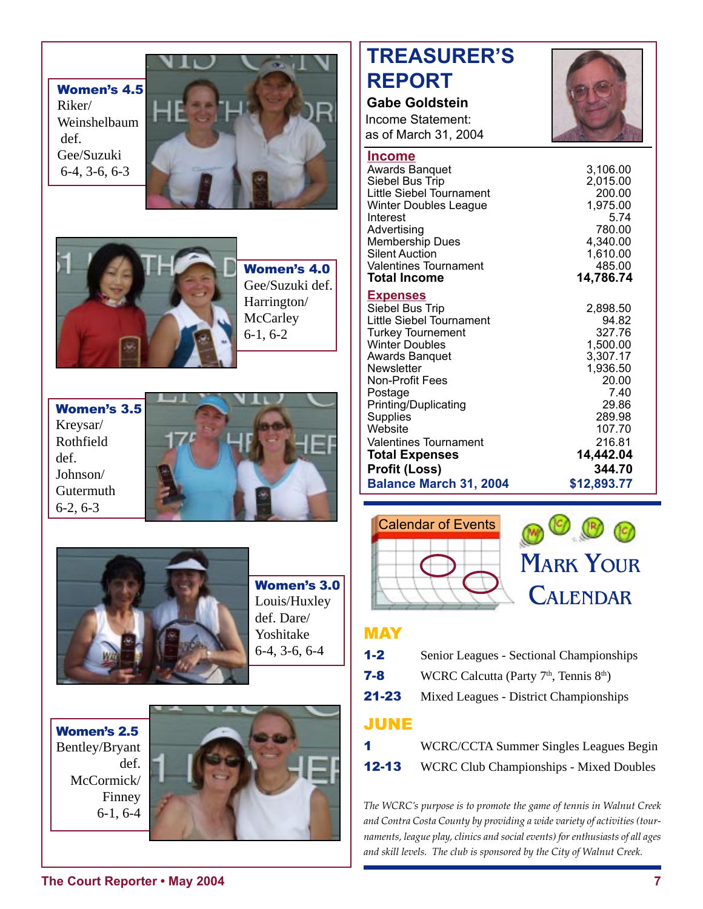**Women's 4.5**
Riker/Weinshelbaum def. Gee/Suzuki
6-4, 3-6, 6-3

**Women's 4.0**
Gee/Suzuki def. Harrington/McCarley
6-1, 6-2

**Women's 3.5**
Kreysar/Rothfield def. Johnson/Gutermuth
6-2, 6-3

**Women's 3.0**
Louis/Huxley def. Dare/Yoshitake
6-4, 3-6, 6-4

**Women's 2.5**
Bentley/Bryant def. McCormick/Finney
6-1, 6-4

# TREASURER'S REPORT

**Gabe Goldstein**

Income Statement:
as of March 31, 2004

| **Income** | |
|---|---|
| Awards Banquet | 3,106.00 |
| Siebel Bus Trip | 2,015.00 |
| Little Siebel Tournament | 200.00 |
| Winter Doubles League | 1,975.00 |
| Interest | 5.74 |
| Advertising | 780.00 |
| Membership Dues | 4,340.00 |
| Silent Auction | 1,610.00 |
| Valentines Tournament | 485.00 |
| **Total Income** | **14,786.74** |
| **Expenses** | |
| Siebel Bus Trip | 2,898.50 |
| Little Siebel Tournament | 94.82 |
| Turkey Tournament | 327.76 |
| Winter Doubles | 1,500.00 |
| Awards Banquet | 3,307.17 |
| Newsletter | 1,936.50 |
| Non-Profit Fees | 20.00 |
| Postage | 7.40 |
| Printing/Duplicating | 29.86 |
| Supplies | 289.98 |
| Website | 107.70 |
| Valentines Tournament | 216.81 |
| **Total Expenses** | **14,442.04** |
| **Profit (Loss)** | **344.70** |
| **Balance March 31, 2004** | **$12,893.77** |

## MARK YOUR CALENDAR

### MAY

**1-2** Senior Leagues - Sectional Championships

**7-8** WCRC Calcutta (Party 7th, Tennis 8th)

**21-23** Mixed Leagues - District Championships

### JUNE

**1** WCRC/CCTA Summer Singles Leagues Begin

**12-13** WCRC Club Championships - Mixed Doubles

*The WCRC's purpose is to promote the game of tennis in Walnut Creek and Contra Costa County by providing a wide variety of activities (tournaments, league play, clinics and social events) for enthusiasts of all ages and skill levels. The club is sponsored by the City of Walnut Creek.*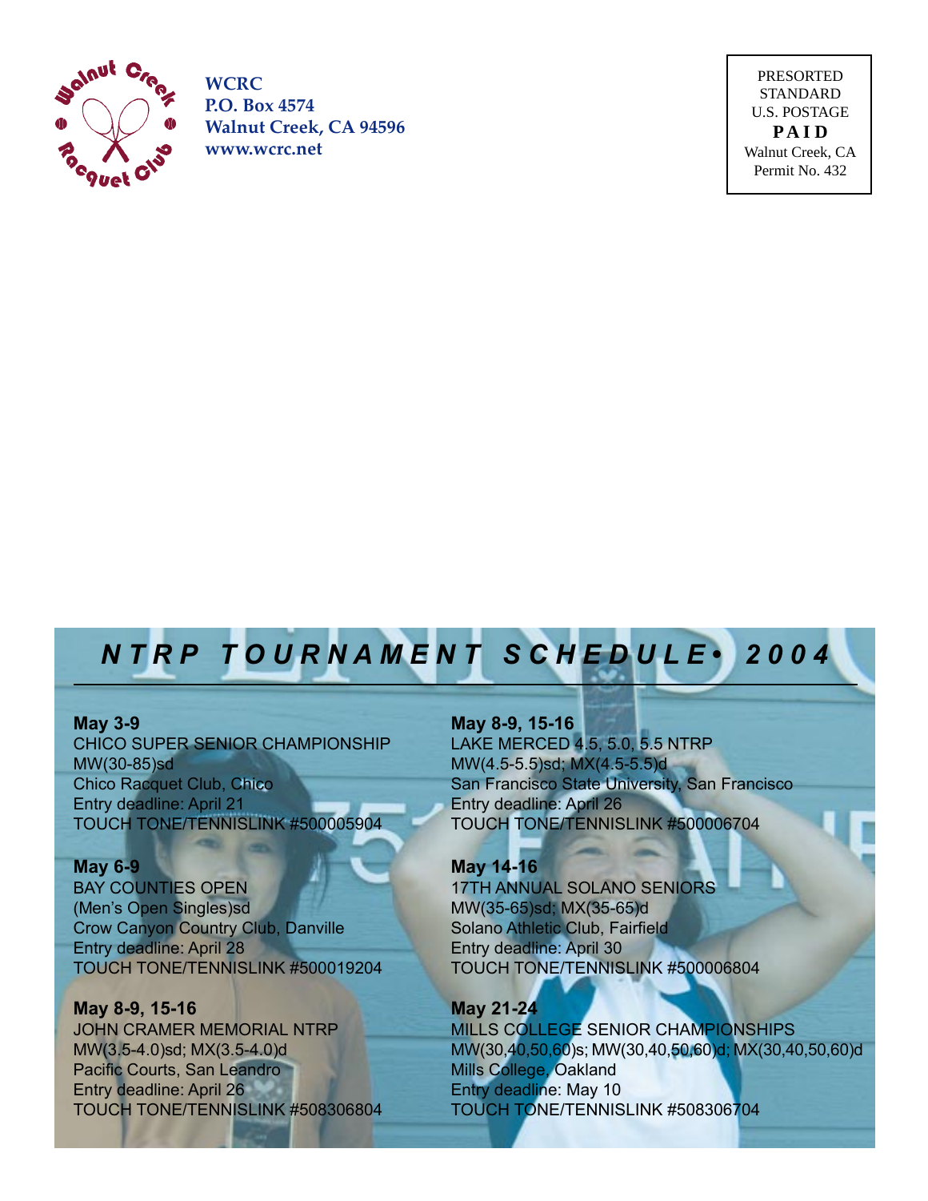WCRC
P.O. Box 4574
Walnut Creek, CA 94596
www.wcrc.net

PRESORTED
STANDARD
U.S. POSTAGE
**PAID**
Walnut Creek, CA
Permit No. 432

## *NTRP TOURNAMENT SCHEDULE • 2004*

**May 3-9**
CHICO SUPER SENIOR CHAMPIONSHIP
MW(30-85)sd
Chico Racquet Club, Chico
Entry deadline: April 21
TOUCH TONE/TENNISLINK #500005904

**May 6-9**
BAY COUNTIES OPEN
(Men's Open Singles)sd
Crow Canyon Country Club, Danville
Entry deadline: April 28
TOUCH TONE/TENNISLINK #500019204

**May 8-9, 15-16**
JOHN CRAMER MEMORIAL NTRP
MW(3.5-4.0)sd; MX(3.5-4.0)d
Pacific Courts, San Leandro
Entry deadline: April 26
TOUCH TONE/TENNISLINK #508306804

**May 8-9, 15-16**
LAKE MERCED 4.5, 5.0, 5.5 NTRP
MW(4.5-5.5)sd; MX(4.5-5.5)d
San Francisco State University, San Francisco
Entry deadline: April 26
TOUCH TONE/TENNISLINK #500006704

**May 14-16**
17TH ANNUAL SOLANO SENIORS
MW(35-65)sd; MX(35-65)d
Solano Athletic Club, Fairfield
Entry deadline: April 30
TOUCH TONE/TENNISLINK #500006804

**May 21-24**
MILLS COLLEGE SENIOR CHAMPIONSHIPS
MW(30,40,50,60)s; MW(30,40,50,60)d; MX(30,40,50,60)d
Mills College, Oakland
Entry deadline: May 10
TOUCH TONE/TENNISLINK #508306704